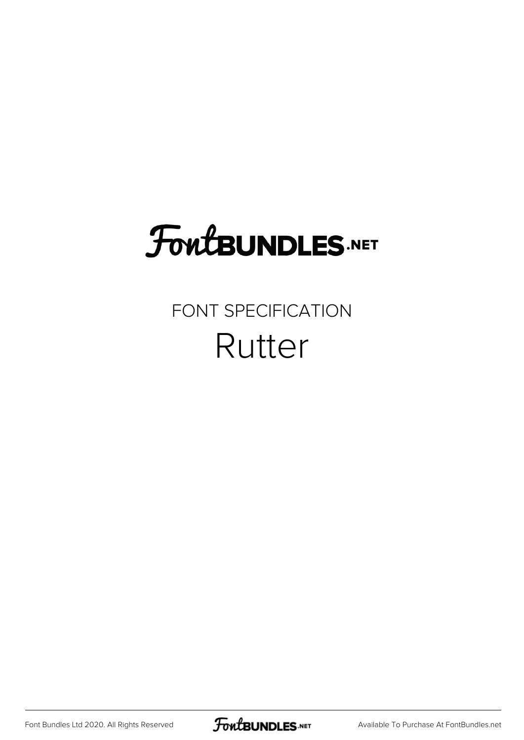# FontBUNDLES.NET

## FONT SPECIFICATION

# Rutter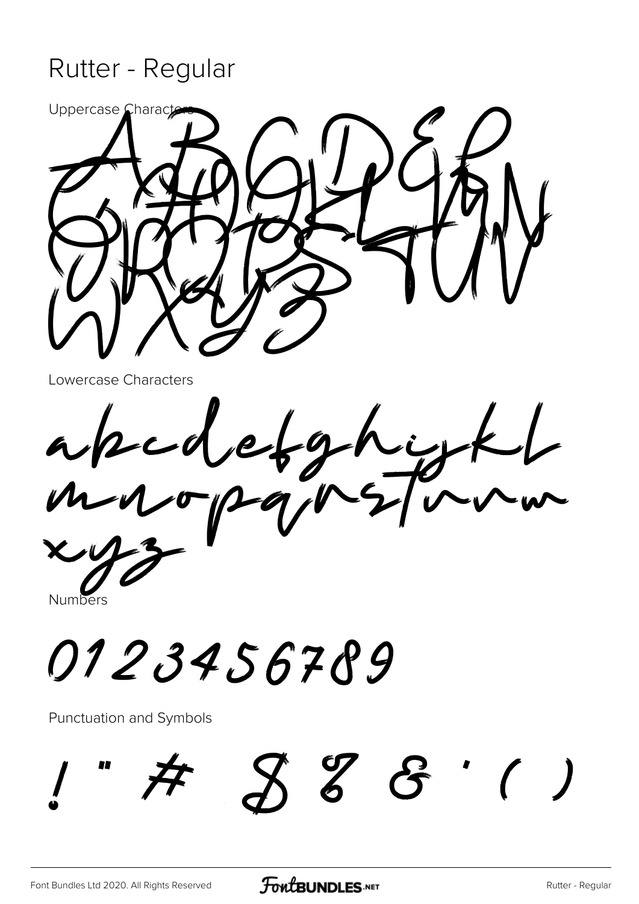# Rutter - Regular

Uppercase Characters

ABCDEFGHIJKLMNOPQRSTUVWXYZ

Lowercase Characters

abcdefghijkl
mnopqrstuvw
xyz

Numbers

0123456789

Punctuation and Symbols

! " # $ % & ' ( )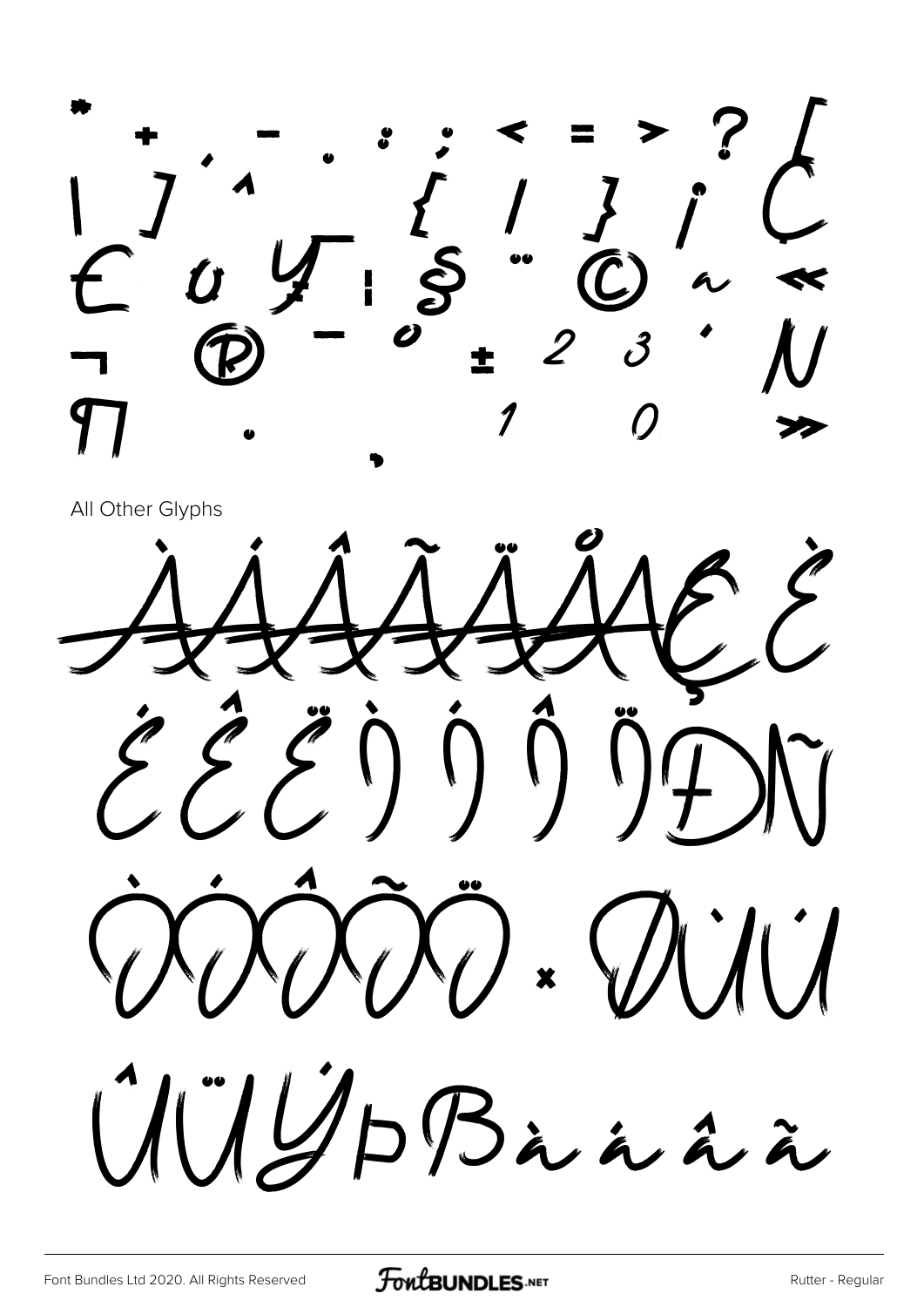* + - . : ; < = > ? [
\ ] ^ ` { | } ¡ ¢
£ ¤ ¥ ¦ § ¨ © ª «
¬ ® ¯ ° ± ² ³ ´ µ
¶ · ¸ ¹ º »

All Other Glyphs

À Á Â Ã Ä Å Æ Ç È

É Ê Ë Ì Í Î Ï Ð Ñ

Ò Ó Ô Õ Ö × Ø Ù Ú

Û Ü Ý Þ ß à á â ã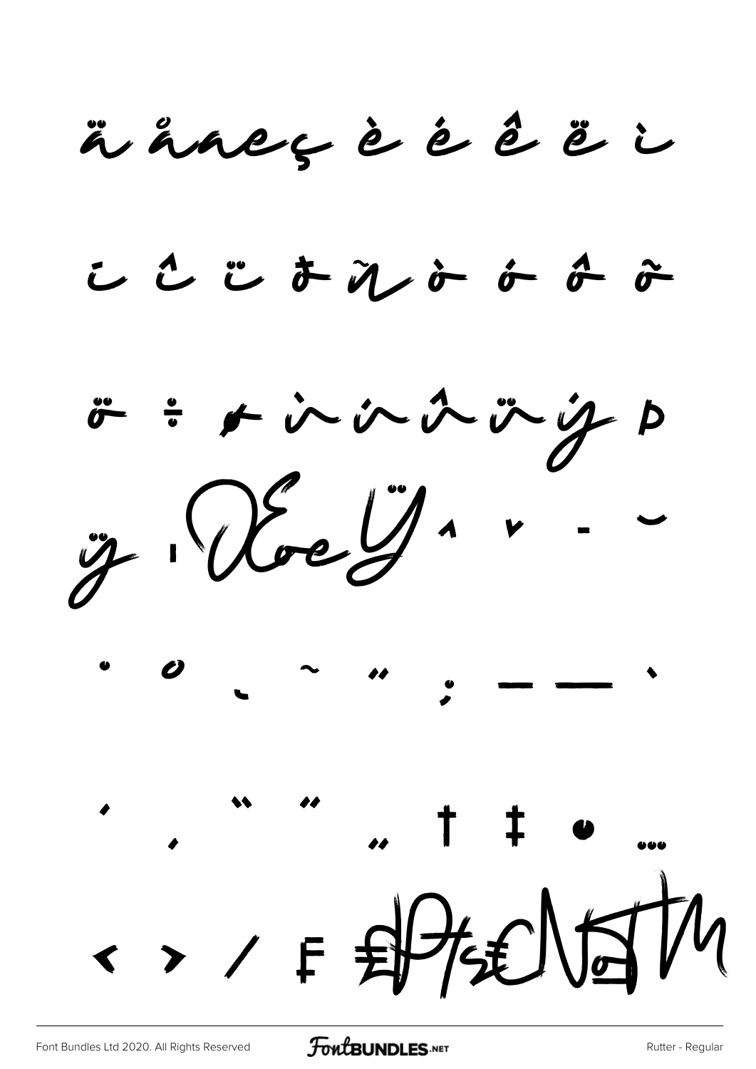ä å æ ç è é ê ë ì

í î ï ð ñ ò ó ô õ

ö ÷ ø ù ú û ü ý þ

ÿ ı Œ œ Ÿ ˆ ˇ ¯ ˘

˙ ˚ ˛ ˜ ˝ ; – — ‘

’ ‚ “ ” „ † ‡ • …

‹ › ⁄ ₣ ₤ ₧ ₨ € № ™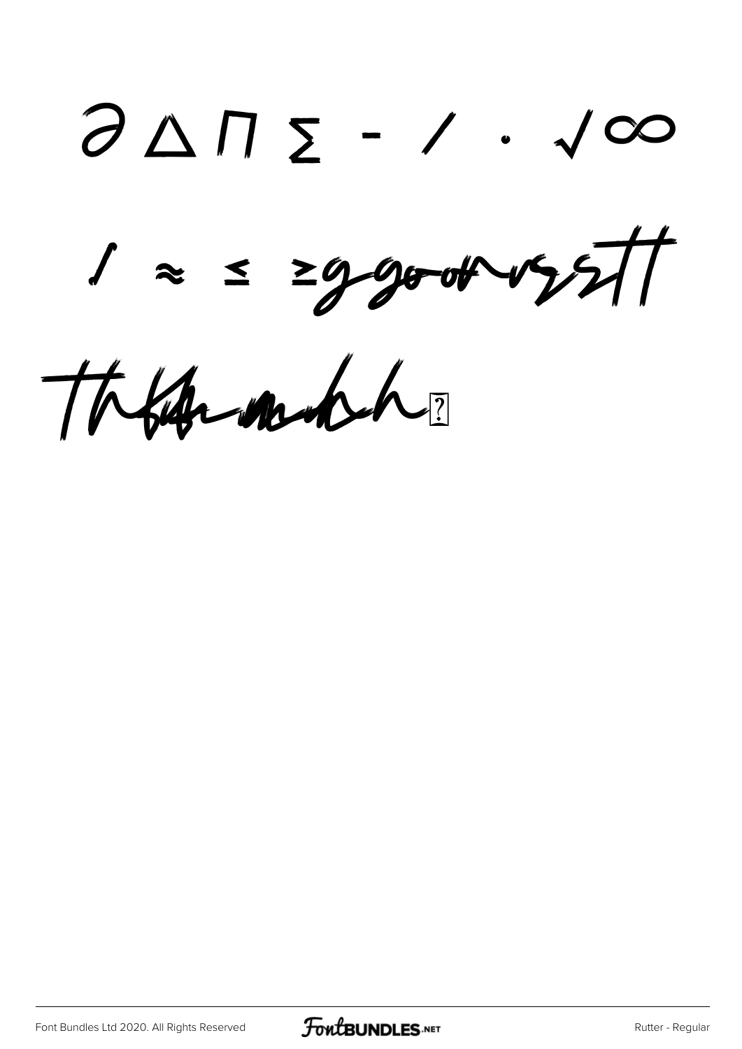∂ ∆ ∏ ∑ − ∕ ∙ √ ∞

∫ ≈ ≤ ≥

Font Bundles Ltd 2020. All Rights Reserved

Rutter - Regular